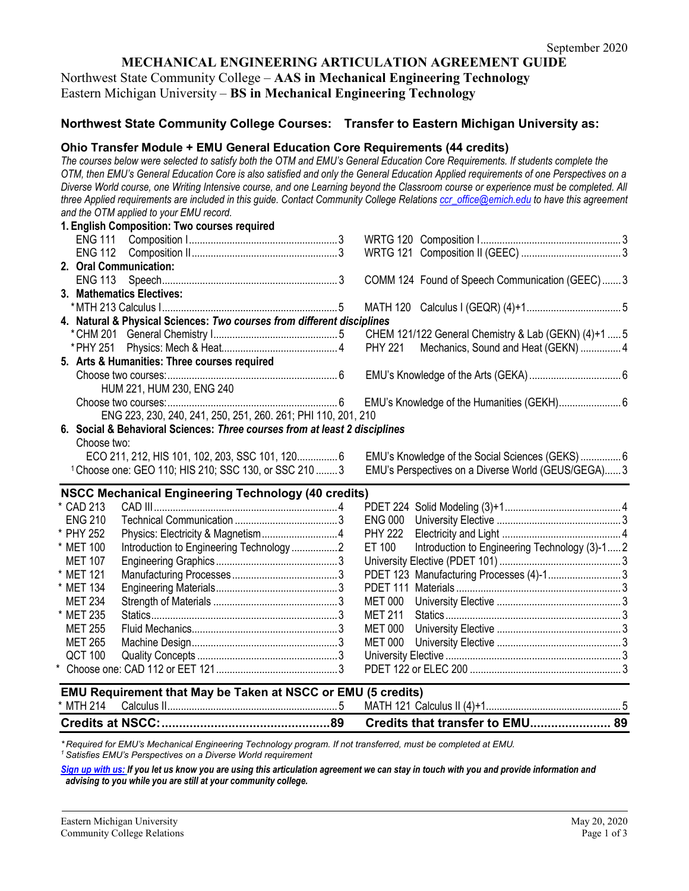September 2020

# MECHANICAL ENGINEERING ARTICULATION AGREEMENT GUIDE

Northwest State Community College – **AAS in Mechanical Engineering Technology**
Eastern Michigan University – **BS in Mechanical Engineering Technology**

## Northwest State Community College Courses: Transfer to Eastern Michigan University as:

### Ohio Transfer Module + EMU General Education Core Requirements (44 credits)

*The courses below were selected to satisfy both the OTM and EMU's General Education Core Requirements. If students complete the OTM, then EMU's General Education Core is also satisfied and only the General Education Applied requirements of one Perspectives on a Diverse World course, one Writing Intensive course, and one Learning beyond the Classroom course or experience must be completed. All three Applied requirements are included in this guide. Contact Community College Relations ccr_office@emich.edu to have this agreement and the OTM applied to your EMU record.*

| NSCC Course | Credits | EMU Course | Credits |
|---|---|---|---|
| **1. English Composition: Two courses required** | | | |
| ENG 111 Composition I | 3 | WRTG 120 Composition I | 3 |
| ENG 112 Composition II | 3 | WRTG 121 Composition II (GEEC) | 3 |
| **2. Oral Communication:** | | | |
| ENG 113 Speech | 3 | COMM 124 Found of Speech Communication (GEEC) | 3 |
| **3. Mathematics Electives:** | | | |
| *MTH 213 Calculus I | 5 | MATH 120 Calculus I (GEQR) (4)+1 | 5 |
| **4. Natural & Physical Sciences:** ***Two courses from different disciplines*** | | | |
| *CHM 201 General Chemistry I | 5 | CHEM 121/122 General Chemistry & Lab (GEKN) (4)+1 | 5 |
| *PHY 251 Physics: Mech & Heat | 4 | PHY 221 Mechanics, Sound and Heat (GEKN) | 4 |
| **5. Arts & Humanities: Three courses required** | | | |
| Choose two courses: HUM 221, HUM 230, ENG 240 | 6 | EMU's Knowledge of the Arts (GEKA) | 6 |
| Choose two courses: ENG 223, 230, 240, 241, 250, 251, 260. 261; PHI 110, 201, 210 | 6 | EMU's Knowledge of the Humanities (GEKH) | 6 |
| **6. Social & Behavioral Sciences:** ***Three courses from at least 2 disciplines*** | | | |
| Choose two: ECO 211, 212, HIS 101, 102, 203, SSC 101, 120 | 6 | EMU's Knowledge of the Social Sciences (GEKS) | 6 |
| [1]Choose one: GEO 110; HIS 210; SSC 130, or SSC 210 | 3 | EMU's Perspectives on a Diverse World (GEUS/GEGA) | 3 |

### NSCC Mechanical Engineering Technology (40 credits)

| NSCC Course | Credits | EMU Course | Credits |
|---|---|---|---|
| * CAD 213 CAD III | 4 | PDET 224 Solid Modeling (3)+1 | 4 |
| ENG 210 Technical Communication | 3 | ENG 000 University Elective | 3 |
| * PHY 252 Physics: Electricity & Magnetism | 4 | PHY 222 Electricity and Light | 4 |
| * MET 100 Introduction to Engineering Technology | 2 | ET 100 Introduction to Engineering Technology (3)-1 | 2 |
| MET 107 Engineering Graphics | 3 | University Elective (PDET 101) | 3 |
| * MET 121 Manufacturing Processes | 3 | PDET 123 Manufacturing Processes (4)-1 | 3 |
| * MET 134 Engineering Materials | 3 | PDET 111 Materials | 3 |
| MET 234 Strength of Materials | 3 | MET 000 University Elective | 3 |
| * MET 235 Statics | 3 | MET 211 Statics | 3 |
| MET 255 Fluid Mechanics | 3 | MET 000 University Elective | 3 |
| MET 265 Machine Design | 3 | MET 000 University Elective | 3 |
| QCT 100 Quality Concepts | 3 | University Elective | 3 |
| * Choose one: CAD 112 or EET 121 | 3 | PDET 122 or ELEC 200 | 3 |

### EMU Requirement that May be Taken at NSCC or EMU (5 credits)

| NSCC Course | Credits | EMU Course | Credits |
|---|---|---|---|
| * MTH 214 Calculus II | 5 | MATH 121 Calculus II (4)+1 | 5 |
| **Credits at NSCC:** | **89** | **Credits that transfer to EMU** | **89** |

*\* Required for EMU's Mechanical Engineering Technology program. If not transferred, must be completed at EMU.*
*[1] Satisfies EMU's Perspectives on a Diverse World requirement*

***Sign up with us:** If you let us know you are using this articulation agreement we can stay in touch with you and provide information and advising to you while you are still at your community college.*

Eastern Michigan University
Community College Relations

May 20, 2020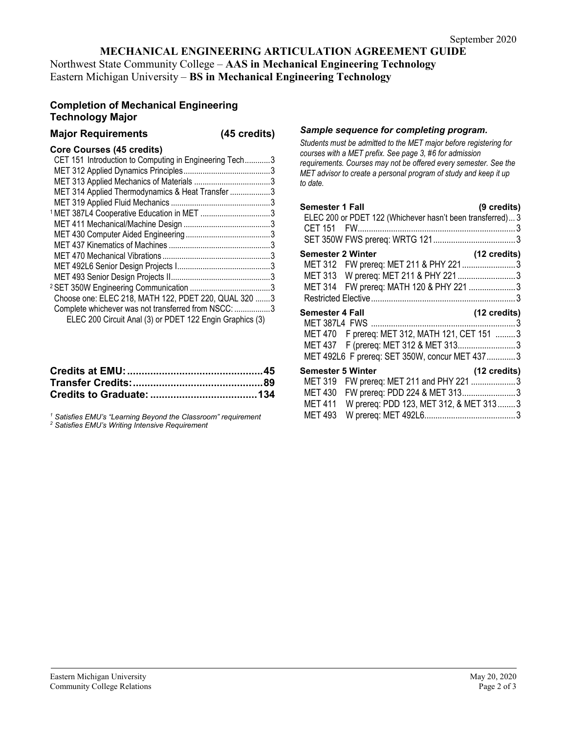September 2020

# MECHANICAL ENGINEERING ARTICULATION AGREEMENT GUIDE

Northwest State Community College – **AAS in Mechanical Engineering Technology**
Eastern Michigan University – **BS in Mechanical Engineering Technology**

## Completion of Mechanical Engineering Technology Major

### Major Requirements (45 credits)

**Core Courses (45 credits)**

| Course | Credits |
|---|---|
| CET 151 Introduction to Computing in Engineering Tech | 3 |
| MET 312 Applied Dynamics Principles | 3 |
| MET 313 Applied Mechanics of Materials | 3 |
| MET 314 Applied Thermodynamics & Heat Transfer | 3 |
| MET 319 Applied Fluid Mechanics | 3 |
| [1] MET 387L4 Cooperative Education in MET | 3 |
| MET 411 Mechanical/Machine Design | 3 |
| MET 430 Computer Aided Engineering | 3 |
| MET 437 Kinematics of Machines | 3 |
| MET 470 Mechanical Vibrations | 3 |
| MET 492L6 Senior Design Projects I | 3 |
| MET 493 Senior Design Projects II | 3 |
| [2] SET 350W Engineering Communication | 3 |
| Choose one: ELEC 218, MATH 122, PDET 220, QUAL 320 | 3 |
| Complete whichever was not transferred from NSCC: ELEC 200 Circuit Anal (3) or PDET 122 Engin Graphics (3) | 3 |

**Credits at EMU: 45**
**Transfer Credits: 89**
**Credits to Graduate: 134**

*[1] Satisfies EMU's "Learning Beyond the Classroom" requirement*
*[2] Satisfies EMU's Writing Intensive Requirement*

### *Sample sequence for completing program.*

*Students must be admitted to the MET major before registering for courses with a MET prefix. See page 3, #6 for admission requirements. Courses may not be offered every semester. See the MET advisor to create a personal program of study and keep it up to date.*

**Semester 1 Fall (9 credits)**

| Course | Credits |
|---|---|
| ELEC 200 or PDET 122 (Whichever hasn't been transferred) | 3 |
| CET 151 FW | 3 |
| SET 350W FWS prereq: WRTG 121 | 3 |

**Semester 2 Winter (12 credits)**

| Course | Credits |
|---|---|
| MET 312 FW prereq: MET 211 & PHY 221 | 3 |
| MET 313 W prereq: MET 211 & PHY 221 | 3 |
| MET 314 FW prereq: MATH 120 & PHY 221 | 3 |
| Restricted Elective | 3 |

**Semester 4 Fall (12 credits)**

| Course | Credits |
|---|---|
| MET 387L4 FWS | 3 |
| MET 470 F prereq: MET 312, MATH 121, CET 151 | 3 |
| MET 437 F (prereq: MET 312 & MET 313 | 3 |
| MET 492L6 F prereq: SET 350W, concur MET 437 | 3 |

**Semester 5 Winter (12 credits)**

| Course | Credits |
|---|---|
| MET 319 FW prereq: MET 211 and PHY 221 | 3 |
| MET 430 FW prereq: PDD 224 & MET 313 | 3 |
| MET 411 W prereq: PDD 123, MET 312, & MET 313 | 3 |
| MET 493 W prereq: MET 492L6 | 3 |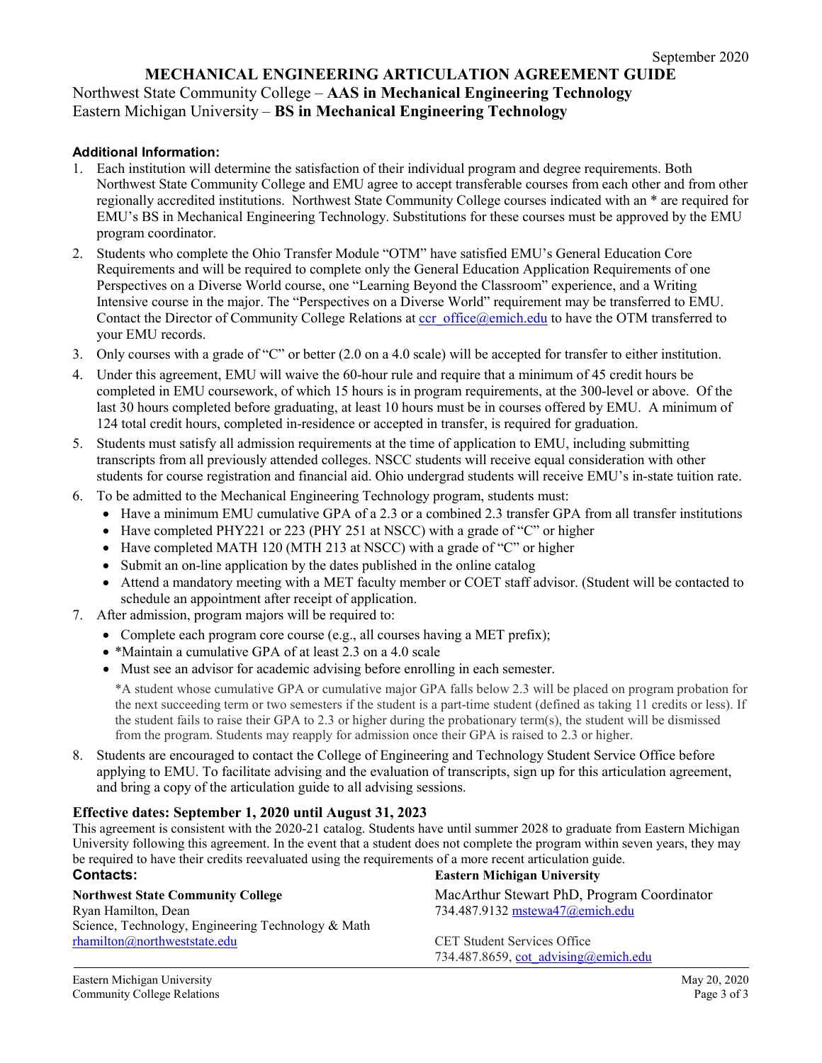September 2020

# MECHANICAL ENGINEERING ARTICULATION AGREEMENT GUIDE

Northwest State Community College – **AAS in Mechanical Engineering Technology**
Eastern Michigan University – **BS in Mechanical Engineering Technology**

### Additional Information:

1. Each institution will determine the satisfaction of their individual program and degree requirements. Both Northwest State Community College and EMU agree to accept transferable courses from each other and from other regionally accredited institutions. Northwest State Community College courses indicated with an * are required for EMU's BS in Mechanical Engineering Technology. Substitutions for these courses must be approved by the EMU program coordinator.
2. Students who complete the Ohio Transfer Module "OTM" have satisfied EMU's General Education Core Requirements and will be required to complete only the General Education Application Requirements of one Perspectives on a Diverse World course, one "Learning Beyond the Classroom" experience, and a Writing Intensive course in the major. The "Perspectives on a Diverse World" requirement may be transferred to EMU. Contact the Director of Community College Relations at ccr_office@emich.edu to have the OTM transferred to your EMU records.
3. Only courses with a grade of "C" or better (2.0 on a 4.0 scale) will be accepted for transfer to either institution.
4. Under this agreement, EMU will waive the 60-hour rule and require that a minimum of 45 credit hours be completed in EMU coursework, of which 15 hours is in program requirements, at the 300-level or above. Of the last 30 hours completed before graduating, at least 10 hours must be in courses offered by EMU. A minimum of 124 total credit hours, completed in-residence or accepted in transfer, is required for graduation.
5. Students must satisfy all admission requirements at the time of application to EMU, including submitting transcripts from all previously attended colleges. NSCC students will receive equal consideration with other students for course registration and financial aid. Ohio undergrad students will receive EMU's in-state tuition rate.
6. To be admitted to the Mechanical Engineering Technology program, students must:
   - Have a minimum EMU cumulative GPA of a 2.3 or a combined 2.3 transfer GPA from all transfer institutions
   - Have completed PHY221 or 223 (PHY 251 at NSCC) with a grade of "C" or higher
   - Have completed MATH 120 (MTH 213 at NSCC) with a grade of "C" or higher
   - Submit an on-line application by the dates published in the online catalog
   - Attend a mandatory meeting with a MET faculty member or COET staff advisor. (Student will be contacted to schedule an appointment after receipt of application.
7. After admission, program majors will be required to:
   - Complete each program core course (e.g., all courses having a MET prefix);
   - *Maintain a cumulative GPA of at least 2.3 on a 4.0 scale
   - Must see an advisor for academic advising before enrolling in each semester.

   *A student whose cumulative GPA or cumulative major GPA falls below 2.3 will be placed on program probation for the next succeeding term or two semesters if the student is a part-time student (defined as taking 11 credits or less). If the student fails to raise their GPA to 2.3 or higher during the probationary term(s), the student will be dismissed from the program. Students may reapply for admission once their GPA is raised to 2.3 or higher.
8. Students are encouraged to contact the College of Engineering and Technology Student Service Office before applying to EMU. To facilitate advising and the evaluation of transcripts, sign up for this articulation agreement, and bring a copy of the articulation guide to all advising sessions.

### Effective dates: September 1, 2020 until August 31, 2023

This agreement is consistent with the 2020-21 catalog. Students have until summer 2028 to graduate from Eastern Michigan University following this agreement. In the event that a student does not complete the program within seven years, they may be required to have their credits reevaluated using the requirements of a more recent articulation guide.

### Contacts:

**Northwest State Community College**
Ryan Hamilton, Dean
Science, Technology, Engineering Technology & Math
rhamilton@northweststate.edu

**Eastern Michigan University**
MacArthur Stewart PhD, Program Coordinator
734.487.9132 mstewa47@emich.edu

CET Student Services Office
734.487.8659, cot_advising@emich.edu

Eastern Michigan University
Community College Relations

May 20, 2020